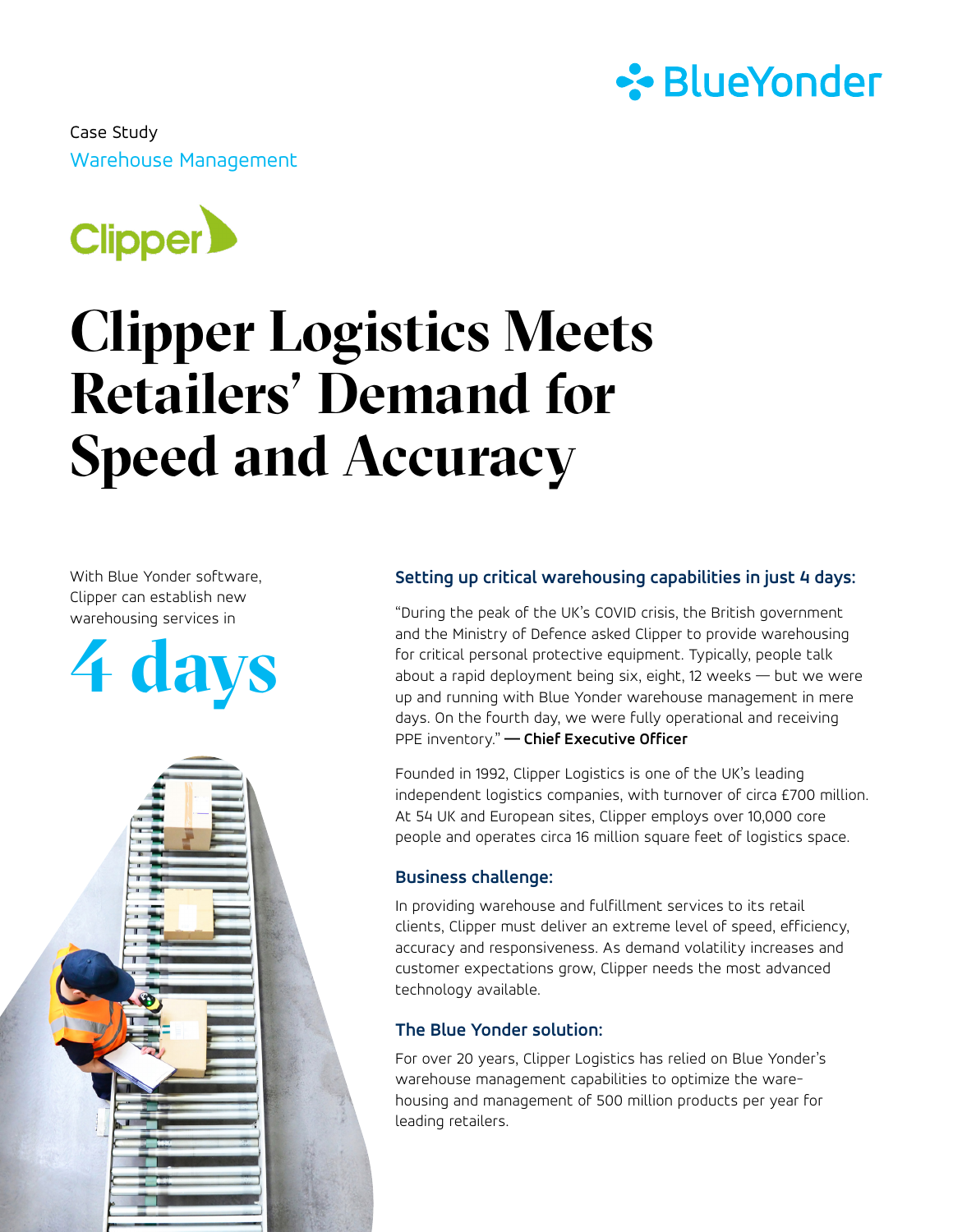Case Study

Warehouse Management

# Clipper Logistics Meets Retailers' Demand for Speed and Accuracy

With Blue Yonder software, Clipper can establish new warehousing services in

**4 days**

### Setting up critical warehousing capabilities in just 4 days:

"During the peak of the UK's COVID crisis, the British government and the Ministry of Defence asked Clipper to provide warehousing for critical personal protective equipment. Typically, people talk about a rapid deployment being six, eight, 12 weeks — but we were up and running with Blue Yonder warehouse management in mere days. On the fourth day, we were fully operational and receiving PPE inventory." **— Chief Executive Officer**

Founded in 1992, Clipper Logistics is one of the UK's leading independent logistics companies, with turnover of circa £700 million. At 54 UK and European sites, Clipper employs over 10,000 core people and operates circa 16 million square feet of logistics space.

### Business challenge:

In providing warehouse and fulfillment services to its retail clients, Clipper must deliver an extreme level of speed, efficiency, accuracy and responsiveness. As demand volatility increases and customer expectations grow, Clipper needs the most advanced technology available.

### The Blue Yonder solution:

For over 20 years, Clipper Logistics has relied on Blue Yonder's warehouse management capabilities to optimize the warehousing and management of 500 million products per year for leading retailers.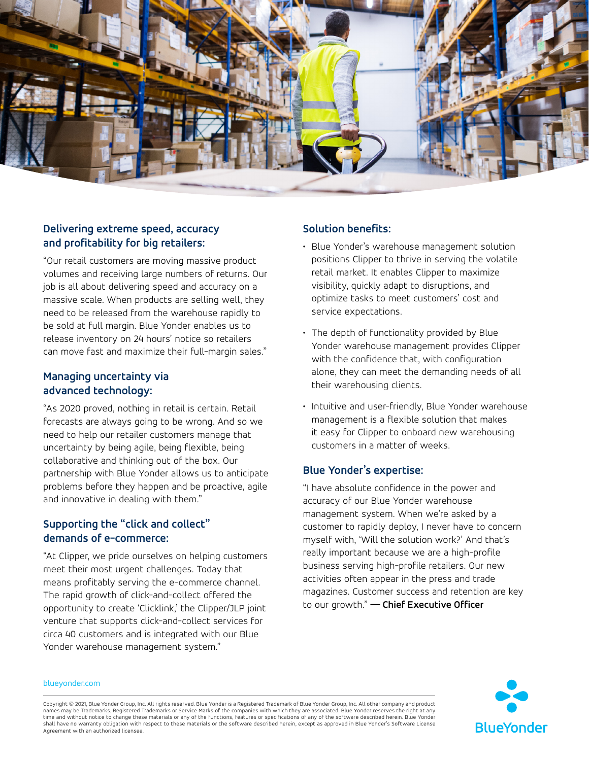## Delivering extreme speed, accuracy and profitability for big retailers:

"Our retail customers are moving massive product volumes and receiving large numbers of returns. Our job is all about delivering speed and accuracy on a massive scale. When products are selling well, they need to be released from the warehouse rapidly to be sold at full margin. Blue Yonder enables us to release inventory on 24 hours' notice so retailers can move fast and maximize their full-margin sales."

## Managing uncertainty via advanced technology:

"As 2020 proved, nothing in retail is certain. Retail forecasts are always going to be wrong. And so we need to help our retailer customers manage that uncertainty by being agile, being flexible, being collaborative and thinking out of the box. Our partnership with Blue Yonder allows us to anticipate problems before they happen and be proactive, agile and innovative in dealing with them."

## Supporting the "click and collect" demands of e-commerce:

"At Clipper, we pride ourselves on helping customers meet their most urgent challenges. Today that means profitably serving the e-commerce channel. The rapid growth of click-and-collect offered the opportunity to create 'Clicklink,' the Clipper/JLP joint venture that supports click-and-collect services for circa 40 customers and is integrated with our Blue Yonder warehouse management system."

## Solution benefits:

- Blue Yonder's warehouse management solution positions Clipper to thrive in serving the volatile retail market. It enables Clipper to maximize visibility, quickly adapt to disruptions, and optimize tasks to meet customers' cost and service expectations.
- The depth of functionality provided by Blue Yonder warehouse management provides Clipper with the confidence that, with configuration alone, they can meet the demanding needs of all their warehousing clients.
- Intuitive and user-friendly, Blue Yonder warehouse management is a flexible solution that makes it easy for Clipper to onboard new warehousing customers in a matter of weeks.

## Blue Yonder's expertise:

"I have absolute confidence in the power and accuracy of our Blue Yonder warehouse management system. When we're asked by a customer to rapidly deploy, I never have to concern myself with, 'Will the solution work?' And that's really important because we are a high-profile business serving high-profile retailers. Our new activities often appear in the press and trade magazines. Customer success and retention are key to our growth." **— Chief Executive Officer**

blueyonder.com

Copyright © 2021, Blue Yonder Group, Inc. All rights reserved. Blue Yonder is a Registered Trademark of Blue Yonder Group, Inc. All other company and product names may be Trademarks, Registered Trademarks or Service Marks of the companies with which they are associated. Blue Yonder reserves the right at any time and without notice to change these materials or any of the functions, features or specifications of any of the software described herein. Blue Yonder shall have no warranty obligation with respect to these materials or the software described herein, except as approved in Blue Yonder's Software License Agreement with an authorized licensee.

BlueYonder